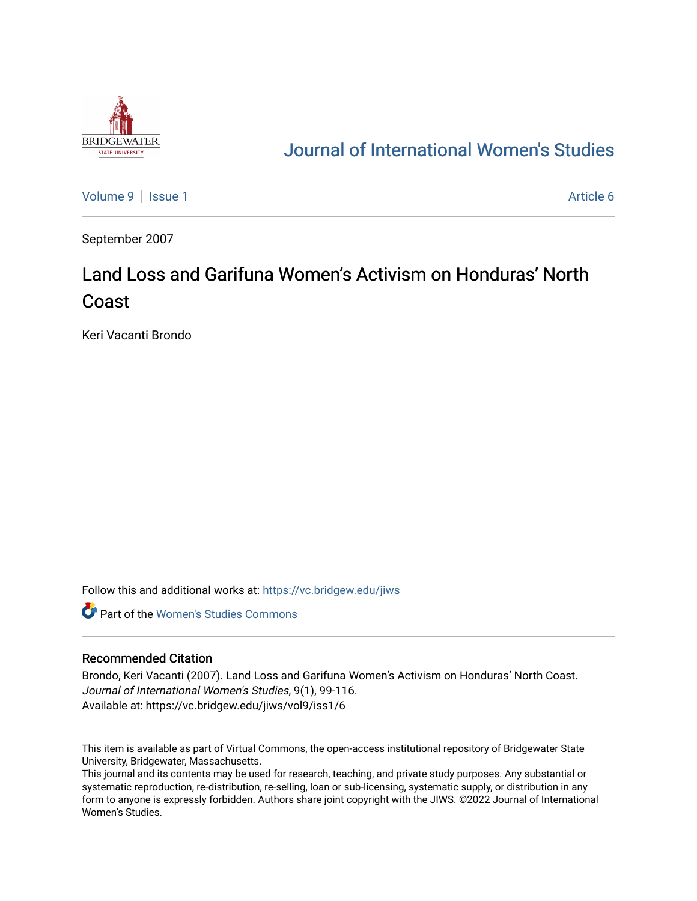# Journal of International Women's Studies

Volume 9 | Issue 1 Article 6

September 2007

# Land Loss and Garifuna Women's Activism on Honduras' North Coast

Keri Vacanti Brondo

Follow this and additional works at: https://vc.bridgew.edu/jiws

Part of the Women's Studies Commons

## Recommended Citation

Brondo, Keri Vacanti (2007). Land Loss and Garifuna Women's Activism on Honduras' North Coast. *Journal of International Women's Studies*, 9(1), 99-116.
Available at: https://vc.bridgew.edu/jiws/vol9/iss1/6

This item is available as part of Virtual Commons, the open-access institutional repository of Bridgewater State University, Bridgewater, Massachusetts.
This journal and its contents may be used for research, teaching, and private study purposes. Any substantial or systematic reproduction, re-distribution, re-selling, loan or sub-licensing, systematic supply, or distribution in any form to anyone is expressly forbidden. Authors share joint copyright with the JIWS. ©2022 Journal of International Women's Studies.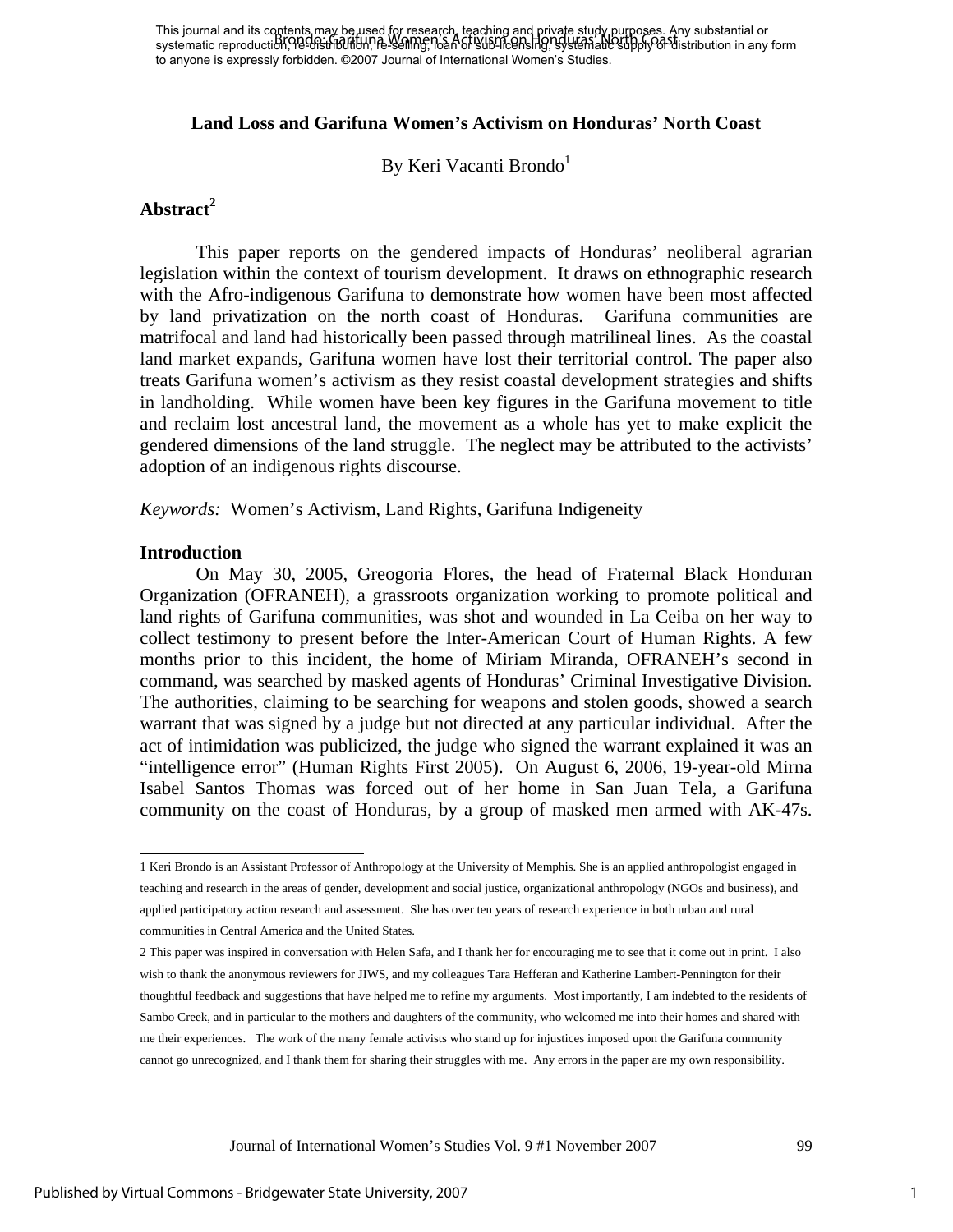# Land Loss and Garifuna Women's Activism on Honduras' North Coast

By Keri Vacanti Brondo[1]

## Abstract[2]

This paper reports on the gendered impacts of Honduras' neoliberal agrarian legislation within the context of tourism development. It draws on ethnographic research with the Afro-indigenous Garifuna to demonstrate how women have been most affected by land privatization on the north coast of Honduras. Garifuna communities are matrifocal and land had historically been passed through matrilineal lines. As the coastal land market expands, Garifuna women have lost their territorial control. The paper also treats Garifuna women's activism as they resist coastal development strategies and shifts in landholding. While women have been key figures in the Garifuna movement to title and reclaim lost ancestral land, the movement as a whole has yet to make explicit the gendered dimensions of the land struggle. The neglect may be attributed to the activists' adoption of an indigenous rights discourse.

*Keywords:* Women's Activism, Land Rights, Garifuna Indigeneity

## Introduction

On May 30, 2005, Greogoria Flores, the head of Fraternal Black Honduran Organization (OFRANEH), a grassroots organization working to promote political and land rights of Garifuna communities, was shot and wounded in La Ceiba on her way to collect testimony to present before the Inter-American Court of Human Rights. A few months prior to this incident, the home of Miriam Miranda, OFRANEH's second in command, was searched by masked agents of Honduras' Criminal Investigative Division. The authorities, claiming to be searching for weapons and stolen goods, showed a search warrant that was signed by a judge but not directed at any particular individual. After the act of intimidation was publicized, the judge who signed the warrant explained it was an "intelligence error" (Human Rights First 2005). On August 6, 2006, 19-year-old Mirna Isabel Santos Thomas was forced out of her home in San Juan Tela, a Garifuna community on the coast of Honduras, by a group of masked men armed with AK-47s.

---

1 Keri Brondo is an Assistant Professor of Anthropology at the University of Memphis. She is an applied anthropologist engaged in teaching and research in the areas of gender, development and social justice, organizational anthropology (NGOs and business), and applied participatory action research and assessment. She has over ten years of research experience in both urban and rural communities in Central America and the United States.

2 This paper was inspired in conversation with Helen Safa, and I thank her for encouraging me to see that it come out in print. I also wish to thank the anonymous reviewers for JIWS, and my colleagues Tara Hefferan and Katherine Lambert-Pennington for their thoughtful feedback and suggestions that have helped me to refine my arguments. Most importantly, I am indebted to the residents of Sambo Creek, and in particular to the mothers and daughters of the community, who welcomed me into their homes and shared with me their experiences. The work of the many female activists who stand up for injustices imposed upon the Garifuna community cannot go unrecognized, and I thank them for sharing their struggles with me. Any errors in the paper are my own responsibility.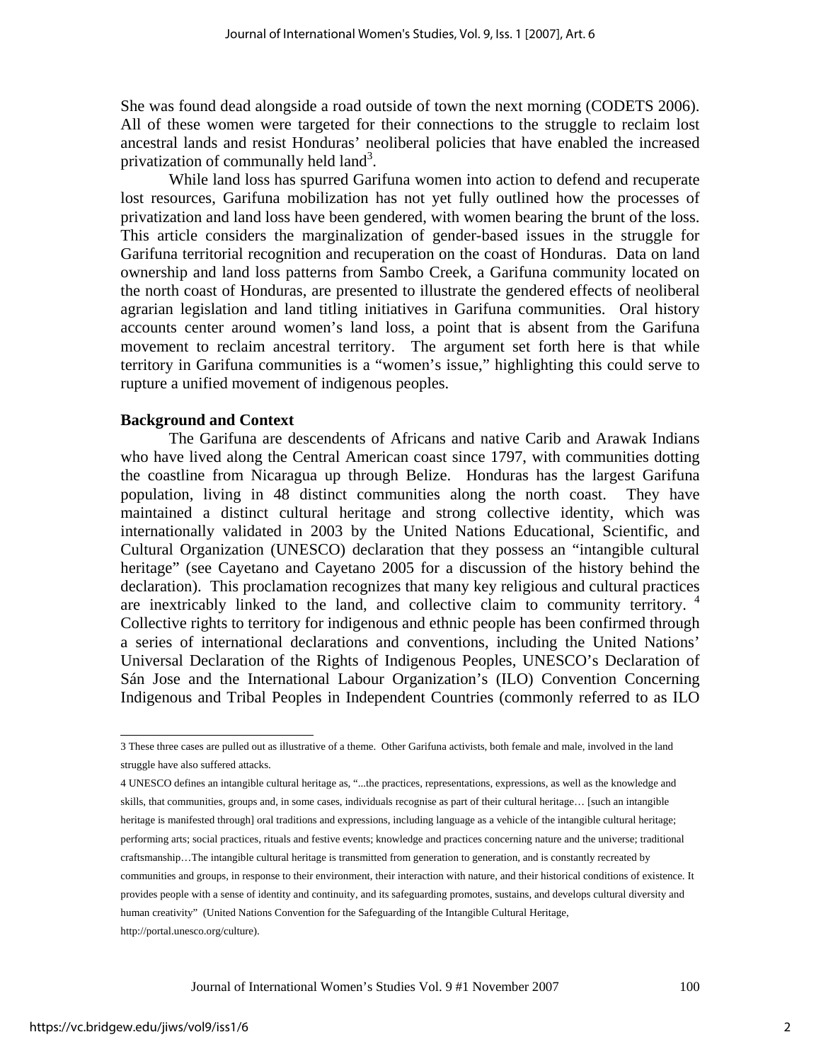She was found dead alongside a road outside of town the next morning (CODETS 2006). All of these women were targeted for their connections to the struggle to reclaim lost ancestral lands and resist Honduras' neoliberal policies that have enabled the increased privatization of communally held land[3].

While land loss has spurred Garifuna women into action to defend and recuperate lost resources, Garifuna mobilization has not yet fully outlined how the processes of privatization and land loss have been gendered, with women bearing the brunt of the loss. This article considers the marginalization of gender-based issues in the struggle for Garifuna territorial recognition and recuperation on the coast of Honduras. Data on land ownership and land loss patterns from Sambo Creek, a Garifuna community located on the north coast of Honduras, are presented to illustrate the gendered effects of neoliberal agrarian legislation and land titling initiatives in Garifuna communities. Oral history accounts center around women's land loss, a point that is absent from the Garifuna movement to reclaim ancestral territory. The argument set forth here is that while territory in Garifuna communities is a "women's issue," highlighting this could serve to rupture a unified movement of indigenous peoples.

**Background and Context**

The Garifuna are descendents of Africans and native Carib and Arawak Indians who have lived along the Central American coast since 1797, with communities dotting the coastline from Nicaragua up through Belize. Honduras has the largest Garifuna population, living in 48 distinct communities along the north coast. They have maintained a distinct cultural heritage and strong collective identity, which was internationally validated in 2003 by the United Nations Educational, Scientific, and Cultural Organization (UNESCO) declaration that they possess an "intangible cultural heritage" (see Cayetano and Cayetano 2005 for a discussion of the history behind the declaration). This proclamation recognizes that many key religious and cultural practices are inextricably linked to the land, and collective claim to community territory. [4] Collective rights to territory for indigenous and ethnic people has been confirmed through a series of international declarations and conventions, including the United Nations' Universal Declaration of the Rights of Indigenous Peoples, UNESCO's Declaration of Sán Jose and the International Labour Organization's (ILO) Convention Concerning Indigenous and Tribal Peoples in Independent Countries (commonly referred to as ILO

---

3 These three cases are pulled out as illustrative of a theme. Other Garifuna activists, both female and male, involved in the land struggle have also suffered attacks.

4 UNESCO defines an intangible cultural heritage as, "...the practices, representations, expressions, as well as the knowledge and skills, that communities, groups and, in some cases, individuals recognise as part of their cultural heritage… [such an intangible heritage is manifested through] oral traditions and expressions, including language as a vehicle of the intangible cultural heritage; performing arts; social practices, rituals and festive events; knowledge and practices concerning nature and the universe; traditional craftsmanship…The intangible cultural heritage is transmitted from generation to generation, and is constantly recreated by communities and groups, in response to their environment, their interaction with nature, and their historical conditions of existence. It provides people with a sense of identity and continuity, and its safeguarding promotes, sustains, and develops cultural diversity and human creativity" (United Nations Convention for the Safeguarding of the Intangible Cultural Heritage, http://portal.unesco.org/culture).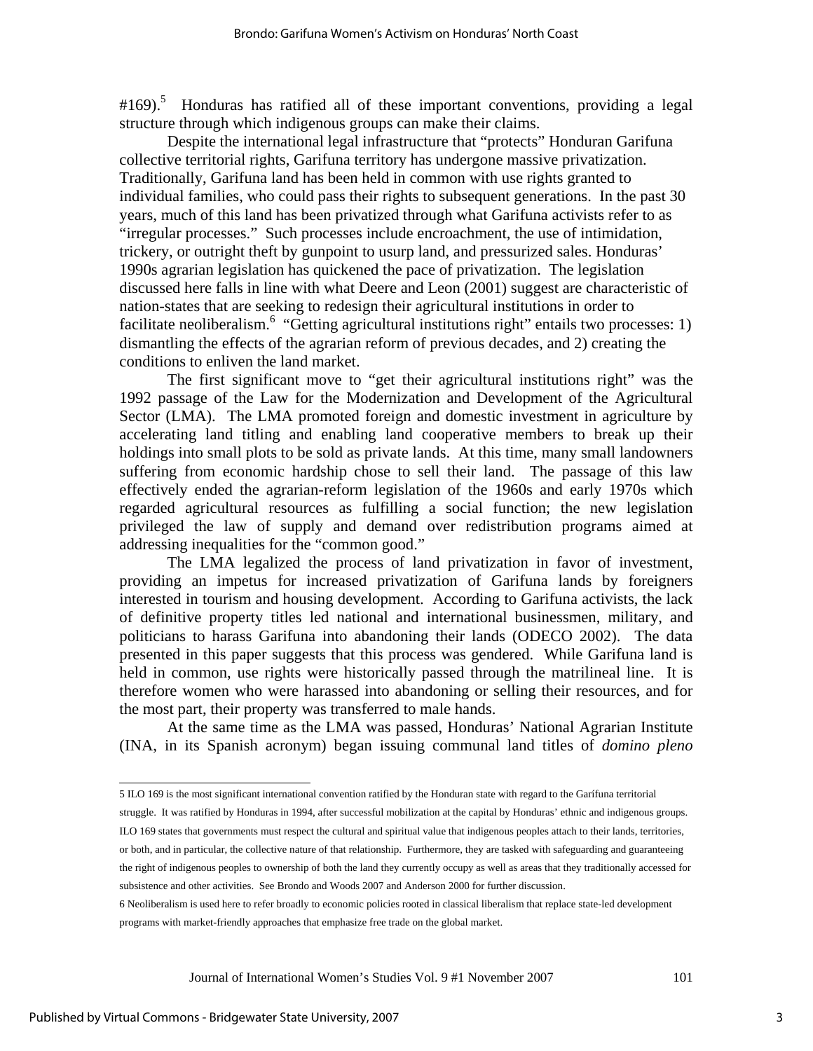#169).[5] Honduras has ratified all of these important conventions, providing a legal structure through which indigenous groups can make their claims.

Despite the international legal infrastructure that "protects" Honduran Garifuna collective territorial rights, Garifuna territory has undergone massive privatization. Traditionally, Garifuna land has been held in common with use rights granted to individual families, who could pass their rights to subsequent generations. In the past 30 years, much of this land has been privatized through what Garifuna activists refer to as "irregular processes." Such processes include encroachment, the use of intimidation, trickery, or outright theft by gunpoint to usurp land, and pressurized sales. Honduras' 1990s agrarian legislation has quickened the pace of privatization. The legislation discussed here falls in line with what Deere and Leon (2001) suggest are characteristic of nation-states that are seeking to redesign their agricultural institutions in order to facilitate neoliberalism.[6] "Getting agricultural institutions right" entails two processes: 1) dismantling the effects of the agrarian reform of previous decades, and 2) creating the conditions to enliven the land market.

The first significant move to "get their agricultural institutions right" was the 1992 passage of the Law for the Modernization and Development of the Agricultural Sector (LMA). The LMA promoted foreign and domestic investment in agriculture by accelerating land titling and enabling land cooperative members to break up their holdings into small plots to be sold as private lands. At this time, many small landowners suffering from economic hardship chose to sell their land. The passage of this law effectively ended the agrarian-reform legislation of the 1960s and early 1970s which regarded agricultural resources as fulfilling a social function; the new legislation privileged the law of supply and demand over redistribution programs aimed at addressing inequalities for the "common good."

The LMA legalized the process of land privatization in favor of investment, providing an impetus for increased privatization of Garifuna lands by foreigners interested in tourism and housing development. According to Garifuna activists, the lack of definitive property titles led national and international businessmen, military, and politicians to harass Garifuna into abandoning their lands (ODECO 2002). The data presented in this paper suggests that this process was gendered. While Garifuna land is held in common, use rights were historically passed through the matrilineal line. It is therefore women who were harassed into abandoning or selling their resources, and for the most part, their property was transferred to male hands.

At the same time as the LMA was passed, Honduras' National Agrarian Institute (INA, in its Spanish acronym) began issuing communal land titles of *domino pleno*

---

5 ILO 169 is the most significant international convention ratified by the Honduran state with regard to the Garífuna territorial struggle. It was ratified by Honduras in 1994, after successful mobilization at the capital by Honduras' ethnic and indigenous groups. ILO 169 states that governments must respect the cultural and spiritual value that indigenous peoples attach to their lands, territories, or both, and in particular, the collective nature of that relationship. Furthermore, they are tasked with safeguarding and guaranteeing the right of indigenous peoples to ownership of both the land they currently occupy as well as areas that they traditionally accessed for subsistence and other activities. See Brondo and Woods 2007 and Anderson 2000 for further discussion.

6 Neoliberalism is used here to refer broadly to economic policies rooted in classical liberalism that replace state-led development programs with market-friendly approaches that emphasize free trade on the global market.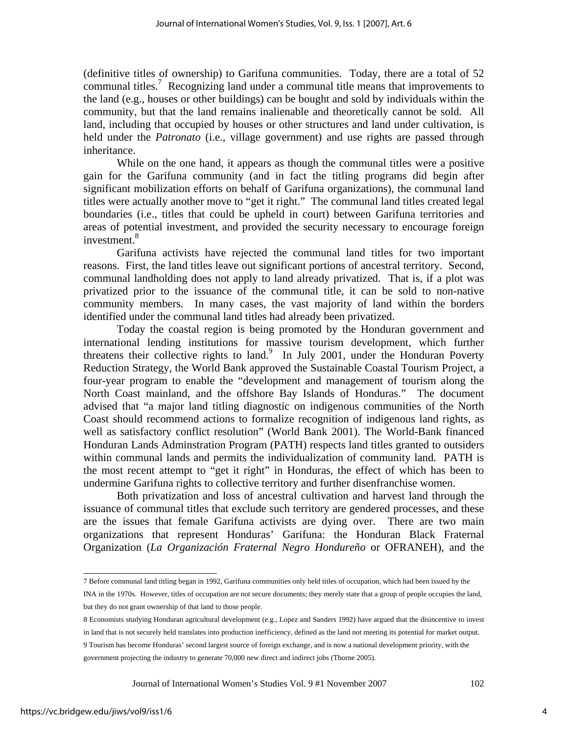(definitive titles of ownership) to Garifuna communities. Today, there are a total of 52 communal titles.[7] Recognizing land under a communal title means that improvements to the land (e.g., houses or other buildings) can be bought and sold by individuals within the community, but that the land remains inalienable and theoretically cannot be sold. All land, including that occupied by houses or other structures and land under cultivation, is held under the *Patronato* (i.e., village government) and use rights are passed through inheritance.

While on the one hand, it appears as though the communal titles were a positive gain for the Garifuna community (and in fact the titling programs did begin after significant mobilization efforts on behalf of Garifuna organizations), the communal land titles were actually another move to "get it right." The communal land titles created legal boundaries (i.e., titles that could be upheld in court) between Garifuna territories and areas of potential investment, and provided the security necessary to encourage foreign investment.[8]

Garifuna activists have rejected the communal land titles for two important reasons. First, the land titles leave out significant portions of ancestral territory. Second, communal landholding does not apply to land already privatized. That is, if a plot was privatized prior to the issuance of the communal title, it can be sold to non-native community members. In many cases, the vast majority of land within the borders identified under the communal land titles had already been privatized.

Today the coastal region is being promoted by the Honduran government and international lending institutions for massive tourism development, which further threatens their collective rights to land.[9] In July 2001, under the Honduran Poverty Reduction Strategy, the World Bank approved the Sustainable Coastal Tourism Project, a four-year program to enable the "development and management of tourism along the North Coast mainland, and the offshore Bay Islands of Honduras." The document advised that "a major land titling diagnostic on indigenous communities of the North Coast should recommend actions to formalize recognition of indigenous land rights, as well as satisfactory conflict resolution" (World Bank 2001). The World-Bank financed Honduran Lands Adminstration Program (PATH) respects land titles granted to outsiders within communal lands and permits the individualization of community land. PATH is the most recent attempt to "get it right" in Honduras, the effect of which has been to undermine Garifuna rights to collective territory and further disenfranchise women.

Both privatization and loss of ancestral cultivation and harvest land through the issuance of communal titles that exclude such territory are gendered processes, and these are the issues that female Garifuna activists are dying over. There are two main organizations that represent Honduras' Garifuna: the Honduran Black Fraternal Organization (*La Organización Fraternal Negro Hondureño* or OFRANEH), and the

---

7 Before communal land titling began in 1992, Garifuna communities only held titles of occupation, which had been issued by the INA in the 1970s. However, titles of occupation are not secure documents; they merely state that a group of people occupies the land, but they do not grant ownership of that land to those people.

8 Economists studying Honduran agricultural development (e.g., Lopez and Sanders 1992) have argued that the disincentive to invest in land that is not securely held translates into production inefficiency, defined as the land not meeting its potential for market output.

9 Tourism has become Honduras' second largest source of foreign exchange, and is now a national development priority, with the government projecting the industry to generate 70,000 new direct and indirect jobs (Thorne 2005).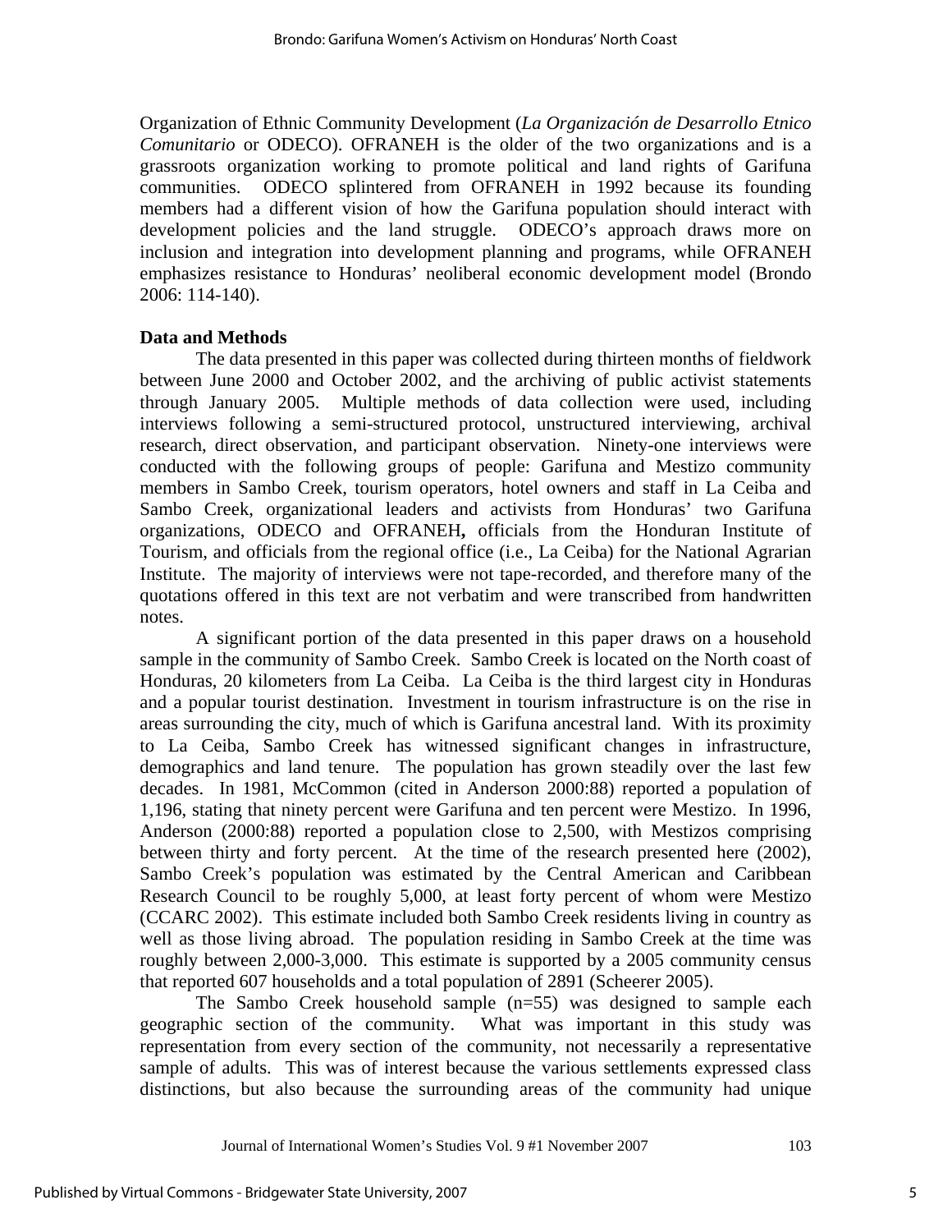Organization of Ethnic Community Development (*La Organización de Desarrollo Etnico Comunitario* or ODECO). OFRANEH is the older of the two organizations and is a grassroots organization working to promote political and land rights of Garifuna communities. ODECO splintered from OFRANEH in 1992 because its founding members had a different vision of how the Garifuna population should interact with development policies and the land struggle. ODECO's approach draws more on inclusion and integration into development planning and programs, while OFRANEH emphasizes resistance to Honduras' neoliberal economic development model (Brondo 2006: 114-140).

**Data and Methods**

The data presented in this paper was collected during thirteen months of fieldwork between June 2000 and October 2002, and the archiving of public activist statements through January 2005. Multiple methods of data collection were used, including interviews following a semi-structured protocol, unstructured interviewing, archival research, direct observation, and participant observation. Ninety-one interviews were conducted with the following groups of people: Garifuna and Mestizo community members in Sambo Creek, tourism operators, hotel owners and staff in La Ceiba and Sambo Creek, organizational leaders and activists from Honduras' two Garifuna organizations, ODECO and OFRANEH**,** officials from the Honduran Institute of Tourism, and officials from the regional office (i.e., La Ceiba) for the National Agrarian Institute. The majority of interviews were not tape-recorded, and therefore many of the quotations offered in this text are not verbatim and were transcribed from handwritten notes.

A significant portion of the data presented in this paper draws on a household sample in the community of Sambo Creek. Sambo Creek is located on the North coast of Honduras, 20 kilometers from La Ceiba. La Ceiba is the third largest city in Honduras and a popular tourist destination. Investment in tourism infrastructure is on the rise in areas surrounding the city, much of which is Garifuna ancestral land. With its proximity to La Ceiba, Sambo Creek has witnessed significant changes in infrastructure, demographics and land tenure. The population has grown steadily over the last few decades. In 1981, McCommon (cited in Anderson 2000:88) reported a population of 1,196, stating that ninety percent were Garifuna and ten percent were Mestizo. In 1996, Anderson (2000:88) reported a population close to 2,500, with Mestizos comprising between thirty and forty percent. At the time of the research presented here (2002), Sambo Creek's population was estimated by the Central American and Caribbean Research Council to be roughly 5,000, at least forty percent of whom were Mestizo (CCARC 2002). This estimate included both Sambo Creek residents living in country as well as those living abroad. The population residing in Sambo Creek at the time was roughly between 2,000-3,000. This estimate is supported by a 2005 community census that reported 607 households and a total population of 2891 (Scheerer 2005).

The Sambo Creek household sample (n=55) was designed to sample each geographic section of the community. What was important in this study was representation from every section of the community, not necessarily a representative sample of adults. This was of interest because the various settlements expressed class distinctions, but also because the surrounding areas of the community had unique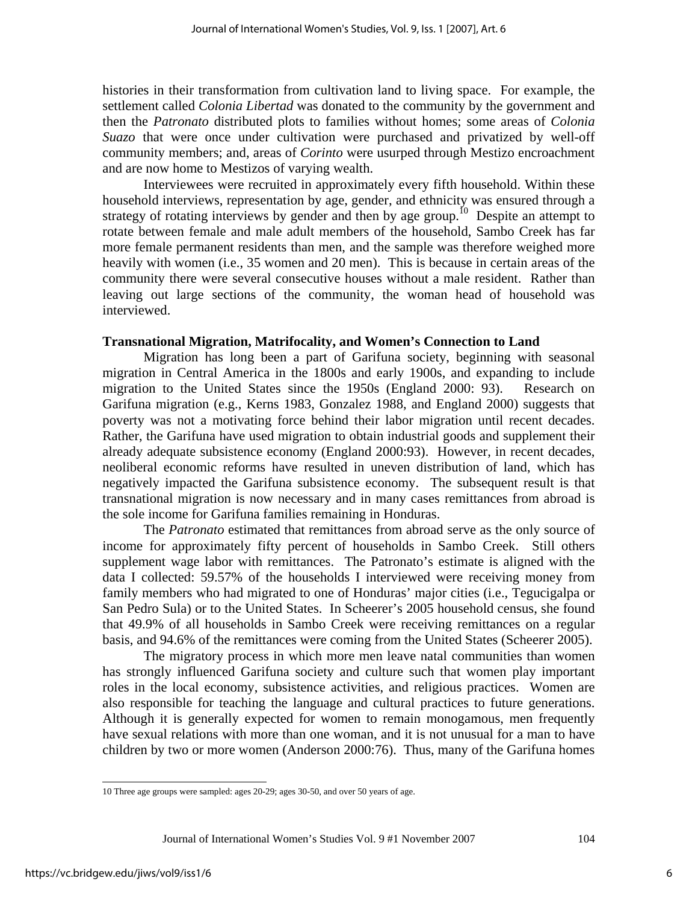histories in their transformation from cultivation land to living space. For example, the settlement called *Colonia Libertad* was donated to the community by the government and then the *Patronato* distributed plots to families without homes; some areas of *Colonia Suazo* that were once under cultivation were purchased and privatized by well-off community members; and, areas of *Corinto* were usurped through Mestizo encroachment and are now home to Mestizos of varying wealth.

Interviewees were recruited in approximately every fifth household. Within these household interviews, representation by age, gender, and ethnicity was ensured through a strategy of rotating interviews by gender and then by age group.[10] Despite an attempt to rotate between female and male adult members of the household, Sambo Creek has far more female permanent residents than men, and the sample was therefore weighed more heavily with women (i.e., 35 women and 20 men). This is because in certain areas of the community there were several consecutive houses without a male resident. Rather than leaving out large sections of the community, the woman head of household was interviewed.

**Transnational Migration, Matrifocality, and Women's Connection to Land**

Migration has long been a part of Garifuna society, beginning with seasonal migration in Central America in the 1800s and early 1900s, and expanding to include migration to the United States since the 1950s (England 2000: 93). Research on Garifuna migration (e.g., Kerns 1983, Gonzalez 1988, and England 2000) suggests that poverty was not a motivating force behind their labor migration until recent decades. Rather, the Garifuna have used migration to obtain industrial goods and supplement their already adequate subsistence economy (England 2000:93). However, in recent decades, neoliberal economic reforms have resulted in uneven distribution of land, which has negatively impacted the Garifuna subsistence economy. The subsequent result is that transnational migration is now necessary and in many cases remittances from abroad is the sole income for Garifuna families remaining in Honduras.

The *Patronato* estimated that remittances from abroad serve as the only source of income for approximately fifty percent of households in Sambo Creek. Still others supplement wage labor with remittances. The Patronato's estimate is aligned with the data I collected: 59.57% of the households I interviewed were receiving money from family members who had migrated to one of Honduras' major cities (i.e., Tegucigalpa or San Pedro Sula) or to the United States. In Scheerer's 2005 household census, she found that 49.9% of all households in Sambo Creek were receiving remittances on a regular basis, and 94.6% of the remittances were coming from the United States (Scheerer 2005).

The migratory process in which more men leave natal communities than women has strongly influenced Garifuna society and culture such that women play important roles in the local economy, subsistence activities, and religious practices. Women are also responsible for teaching the language and cultural practices to future generations. Although it is generally expected for women to remain monogamous, men frequently have sexual relations with more than one woman, and it is not unusual for a man to have children by two or more women (Anderson 2000:76). Thus, many of the Garifuna homes

10 Three age groups were sampled: ages 20-29; ages 30-50, and over 50 years of age.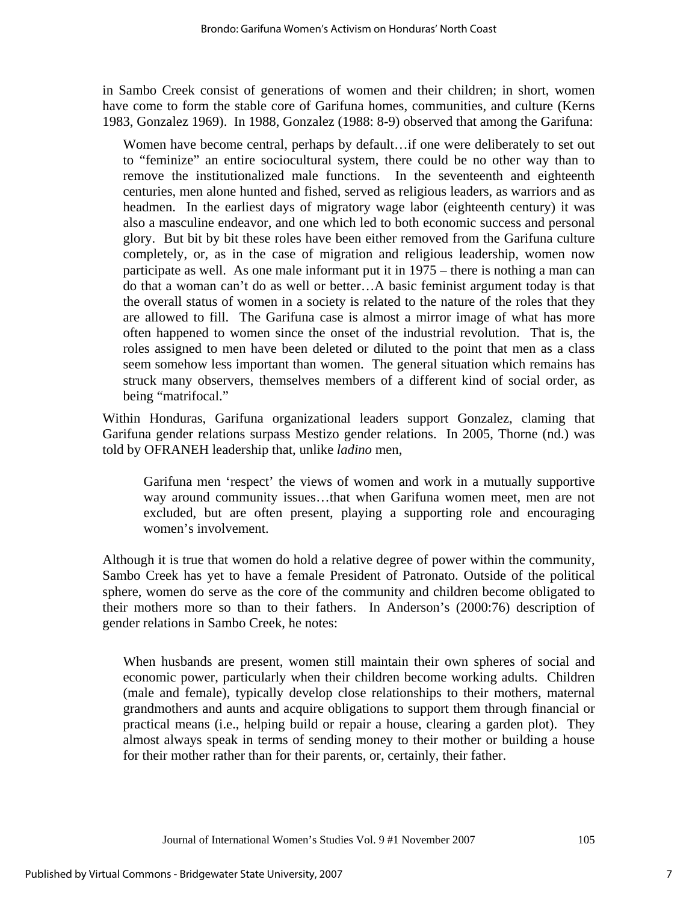in Sambo Creek consist of generations of women and their children; in short, women have come to form the stable core of Garifuna homes, communities, and culture (Kerns 1983, Gonzalez 1969). In 1988, Gonzalez (1988: 8-9) observed that among the Garifuna:

> Women have become central, perhaps by default…if one were deliberately to set out to "feminize" an entire sociocultural system, there could be no other way than to remove the institutionalized male functions. In the seventeenth and eighteenth centuries, men alone hunted and fished, served as religious leaders, as warriors and as headmen. In the earliest days of migratory wage labor (eighteenth century) it was also a masculine endeavor, and one which led to both economic success and personal glory. But bit by bit these roles have been either removed from the Garifuna culture completely, or, as in the case of migration and religious leadership, women now participate as well. As one male informant put it in 1975 – there is nothing a man can do that a woman can't do as well or better…A basic feminist argument today is that the overall status of women in a society is related to the nature of the roles that they are allowed to fill. The Garifuna case is almost a mirror image of what has more often happened to women since the onset of the industrial revolution. That is, the roles assigned to men have been deleted or diluted to the point that men as a class seem somehow less important than women. The general situation which remains has struck many observers, themselves members of a different kind of social order, as being "matrifocal."

Within Honduras, Garifuna organizational leaders support Gonzalez, claming that Garifuna gender relations surpass Mestizo gender relations. In 2005, Thorne (nd.) was told by OFRANEH leadership that, unlike *ladino* men,

> Garifuna men 'respect' the views of women and work in a mutually supportive way around community issues…that when Garifuna women meet, men are not excluded, but are often present, playing a supporting role and encouraging women's involvement.

Although it is true that women do hold a relative degree of power within the community, Sambo Creek has yet to have a female President of Patronato. Outside of the political sphere, women do serve as the core of the community and children become obligated to their mothers more so than to their fathers. In Anderson's (2000:76) description of gender relations in Sambo Creek, he notes:

> When husbands are present, women still maintain their own spheres of social and economic power, particularly when their children become working adults. Children (male and female), typically develop close relationships to their mothers, maternal grandmothers and aunts and acquire obligations to support them through financial or practical means (i.e., helping build or repair a house, clearing a garden plot). They almost always speak in terms of sending money to their mother or building a house for their mother rather than for their parents, or, certainly, their father.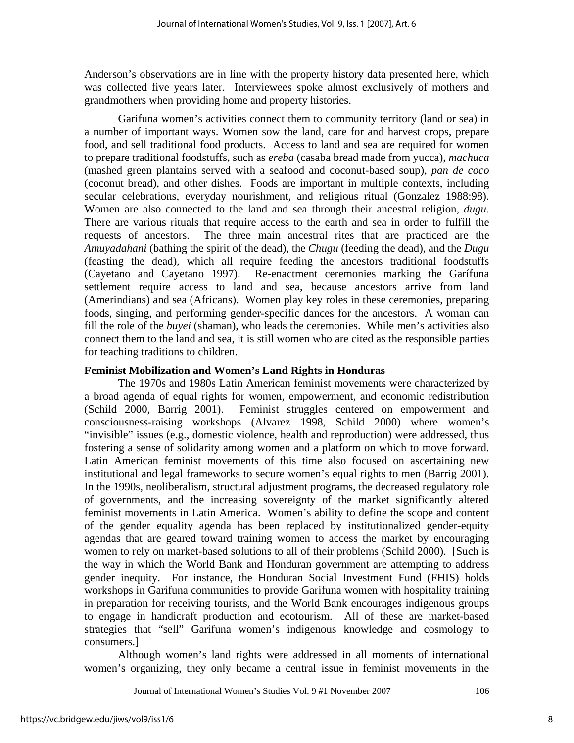Anderson's observations are in line with the property history data presented here, which was collected five years later. Interviewees spoke almost exclusively of mothers and grandmothers when providing home and property histories.

Garifuna women's activities connect them to community territory (land or sea) in a number of important ways. Women sow the land, care for and harvest crops, prepare food, and sell traditional food products. Access to land and sea are required for women to prepare traditional foodstuffs, such as *ereba* (casaba bread made from yucca), *machuca* (mashed green plantains served with a seafood and coconut-based soup), *pan de coco* (coconut bread), and other dishes. Foods are important in multiple contexts, including secular celebrations, everyday nourishment, and religious ritual (Gonzalez 1988:98). Women are also connected to the land and sea through their ancestral religion, *dugu*. There are various rituals that require access to the earth and sea in order to fulfill the requests of ancestors. The three main ancestral rites that are practiced are the *Amuyadahani* (bathing the spirit of the dead), the *Chugu* (feeding the dead), and the *Dugu* (feasting the dead), which all require feeding the ancestors traditional foodstuffs (Cayetano and Cayetano 1997). Re-enactment ceremonies marking the Garífuna settlement require access to land and sea, because ancestors arrive from land (Amerindians) and sea (Africans). Women play key roles in these ceremonies, preparing foods, singing, and performing gender-specific dances for the ancestors. A woman can fill the role of the *buyei* (shaman), who leads the ceremonies. While men's activities also connect them to the land and sea, it is still women who are cited as the responsible parties for teaching traditions to children.

**Feminist Mobilization and Women's Land Rights in Honduras**

The 1970s and 1980s Latin American feminist movements were characterized by a broad agenda of equal rights for women, empowerment, and economic redistribution (Schild 2000, Barrig 2001). Feminist struggles centered on empowerment and consciousness-raising workshops (Alvarez 1998, Schild 2000) where women's "invisible" issues (e.g., domestic violence, health and reproduction) were addressed, thus fostering a sense of solidarity among women and a platform on which to move forward. Latin American feminist movements of this time also focused on ascertaining new institutional and legal frameworks to secure women's equal rights to men (Barrig 2001). In the 1990s, neoliberalism, structural adjustment programs, the decreased regulatory role of governments, and the increasing sovereignty of the market significantly altered feminist movements in Latin America. Women's ability to define the scope and content of the gender equality agenda has been replaced by institutionalized gender-equity agendas that are geared toward training women to access the market by encouraging women to rely on market-based solutions to all of their problems (Schild 2000). [Such is the way in which the World Bank and Honduran government are attempting to address gender inequity. For instance, the Honduran Social Investment Fund (FHIS) holds workshops in Garifuna communities to provide Garifuna women with hospitality training in preparation for receiving tourists, and the World Bank encourages indigenous groups to engage in handicraft production and ecotourism. All of these are market-based strategies that "sell" Garifuna women's indigenous knowledge and cosmology to consumers.]

Although women's land rights were addressed in all moments of international women's organizing, they only became a central issue in feminist movements in the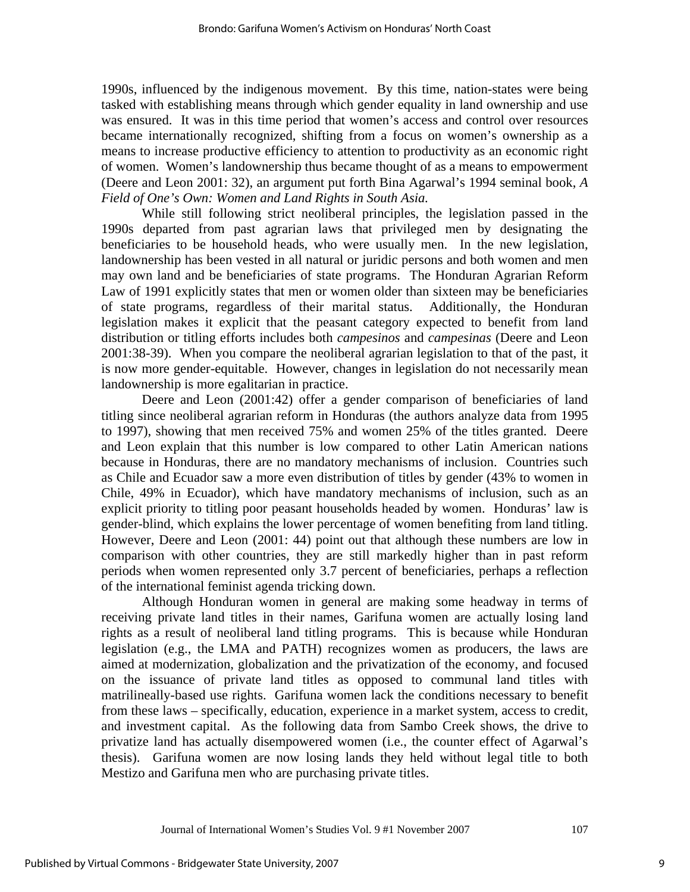1990s, influenced by the indigenous movement. By this time, nation-states were being tasked with establishing means through which gender equality in land ownership and use was ensured. It was in this time period that women's access and control over resources became internationally recognized, shifting from a focus on women's ownership as a means to increase productive efficiency to attention to productivity as an economic right of women. Women's landownership thus became thought of as a means to empowerment (Deere and Leon 2001: 32), an argument put forth Bina Agarwal's 1994 seminal book, *A Field of One's Own: Women and Land Rights in South Asia.*

While still following strict neoliberal principles, the legislation passed in the 1990s departed from past agrarian laws that privileged men by designating the beneficiaries to be household heads, who were usually men. In the new legislation, landownership has been vested in all natural or juridic persons and both women and men may own land and be beneficiaries of state programs. The Honduran Agrarian Reform Law of 1991 explicitly states that men or women older than sixteen may be beneficiaries of state programs, regardless of their marital status. Additionally, the Honduran legislation makes it explicit that the peasant category expected to benefit from land distribution or titling efforts includes both *campesinos* and *campesinas* (Deere and Leon 2001:38-39). When you compare the neoliberal agrarian legislation to that of the past, it is now more gender-equitable. However, changes in legislation do not necessarily mean landownership is more egalitarian in practice.

Deere and Leon (2001:42) offer a gender comparison of beneficiaries of land titling since neoliberal agrarian reform in Honduras (the authors analyze data from 1995 to 1997), showing that men received 75% and women 25% of the titles granted. Deere and Leon explain that this number is low compared to other Latin American nations because in Honduras, there are no mandatory mechanisms of inclusion. Countries such as Chile and Ecuador saw a more even distribution of titles by gender (43% to women in Chile, 49% in Ecuador), which have mandatory mechanisms of inclusion, such as an explicit priority to titling poor peasant households headed by women. Honduras' law is gender-blind, which explains the lower percentage of women benefiting from land titling. However, Deere and Leon (2001: 44) point out that although these numbers are low in comparison with other countries, they are still markedly higher than in past reform periods when women represented only 3.7 percent of beneficiaries, perhaps a reflection of the international feminist agenda tricking down.

Although Honduran women in general are making some headway in terms of receiving private land titles in their names, Garifuna women are actually losing land rights as a result of neoliberal land titling programs. This is because while Honduran legislation (e.g., the LMA and PATH) recognizes women as producers, the laws are aimed at modernization, globalization and the privatization of the economy, and focused on the issuance of private land titles as opposed to communal land titles with matrilineally-based use rights. Garifuna women lack the conditions necessary to benefit from these laws – specifically, education, experience in a market system, access to credit, and investment capital. As the following data from Sambo Creek shows, the drive to privatize land has actually disempowered women (i.e., the counter effect of Agarwal's thesis). Garifuna women are now losing lands they held without legal title to both Mestizo and Garifuna men who are purchasing private titles.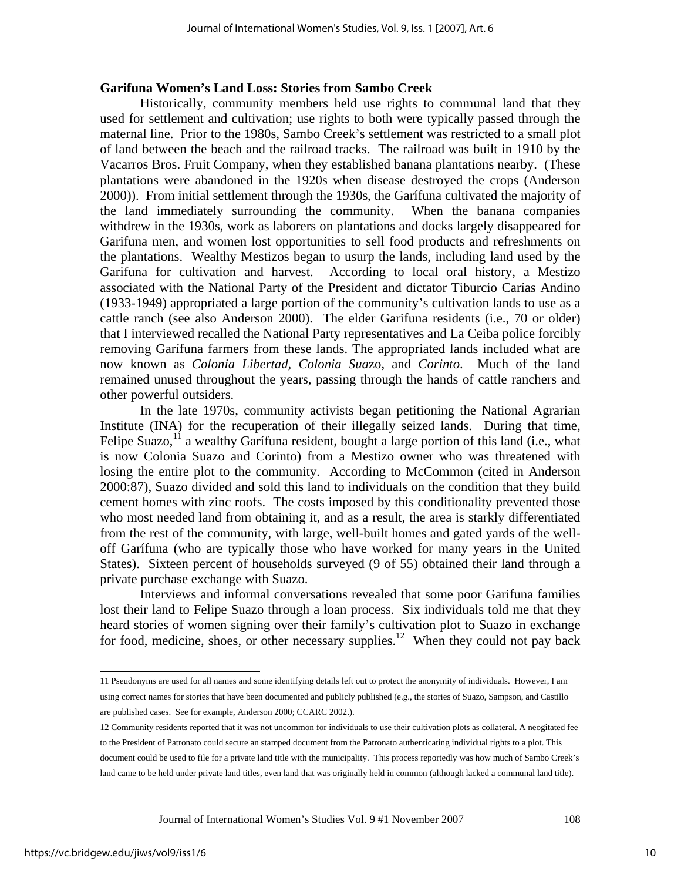**Garifuna Women's Land Loss: Stories from Sambo Creek**

Historically, community members held use rights to communal land that they used for settlement and cultivation; use rights to both were typically passed through the maternal line. Prior to the 1980s, Sambo Creek's settlement was restricted to a small plot of land between the beach and the railroad tracks. The railroad was built in 1910 by the Vacarros Bros. Fruit Company, when they established banana plantations nearby. (These plantations were abandoned in the 1920s when disease destroyed the crops (Anderson 2000)). From initial settlement through the 1930s, the Garífuna cultivated the majority of the land immediately surrounding the community. When the banana companies withdrew in the 1930s, work as laborers on plantations and docks largely disappeared for Garifuna men, and women lost opportunities to sell food products and refreshments on the plantations. Wealthy Mestizos began to usurp the lands, including land used by the Garifuna for cultivation and harvest. According to local oral history, a Mestizo associated with the National Party of the President and dictator Tiburcio Carías Andino (1933-1949) appropriated a large portion of the community's cultivation lands to use as a cattle ranch (see also Anderson 2000). The elder Garifuna residents (i.e., 70 or older) that I interviewed recalled the National Party representatives and La Ceiba police forcibly removing Garífuna farmers from these lands. The appropriated lands included what are now known as *Colonia Libertad*, *Colonia Suaz*o, and *Corinto*. Much of the land remained unused throughout the years, passing through the hands of cattle ranchers and other powerful outsiders.

In the late 1970s, community activists began petitioning the National Agrarian Institute (INA) for the recuperation of their illegally seized lands. During that time, Felipe Suazo,[11] a wealthy Garífuna resident, bought a large portion of this land (i.e., what is now Colonia Suazo and Corinto) from a Mestizo owner who was threatened with losing the entire plot to the community. According to McCommon (cited in Anderson 2000:87), Suazo divided and sold this land to individuals on the condition that they build cement homes with zinc roofs. The costs imposed by this conditionality prevented those who most needed land from obtaining it, and as a result, the area is starkly differentiated from the rest of the community, with large, well-built homes and gated yards of the well-off Garífuna (who are typically those who have worked for many years in the United States). Sixteen percent of households surveyed (9 of 55) obtained their land through a private purchase exchange with Suazo.

Interviews and informal conversations revealed that some poor Garifuna families lost their land to Felipe Suazo through a loan process. Six individuals told me that they heard stories of women signing over their family's cultivation plot to Suazo in exchange for food, medicine, shoes, or other necessary supplies.[12] When they could not pay back

---

11 Pseudonyms are used for all names and some identifying details left out to protect the anonymity of individuals. However, I am using correct names for stories that have been documented and publicly published (e.g., the stories of Suazo, Sampson, and Castillo are published cases. See for example, Anderson 2000; CCARC 2002.).

12 Community residents reported that it was not uncommon for individuals to use their cultivation plots as collateral. A neogitated fee to the President of Patronato could secure an stamped document from the Patronato authenticating individual rights to a plot. This document could be used to file for a private land title with the municipality. This process reportedly was how much of Sambo Creek's land came to be held under private land titles, even land that was originally held in common (although lacked a communal land title).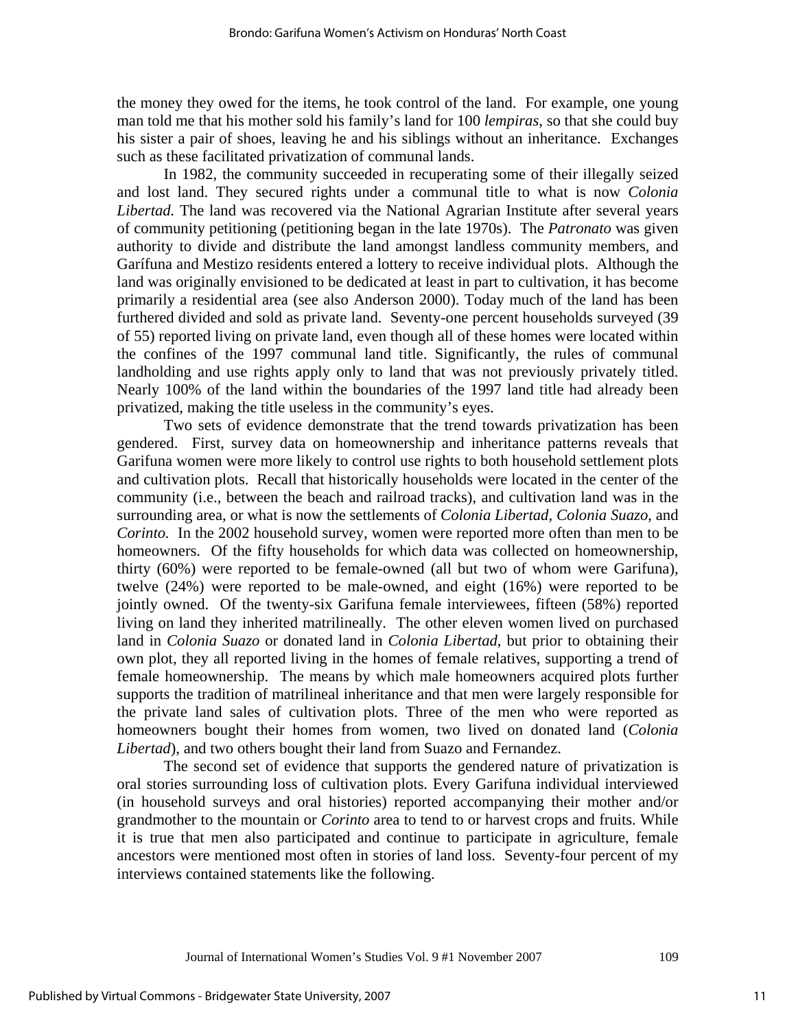the money they owed for the items, he took control of the land. For example, one young man told me that his mother sold his family's land for 100 *lempiras*, so that she could buy his sister a pair of shoes, leaving he and his siblings without an inheritance. Exchanges such as these facilitated privatization of communal lands.

In 1982, the community succeeded in recuperating some of their illegally seized and lost land. They secured rights under a communal title to what is now *Colonia Libertad.* The land was recovered via the National Agrarian Institute after several years of community petitioning (petitioning began in the late 1970s). The *Patronato* was given authority to divide and distribute the land amongst landless community members, and Garífuna and Mestizo residents entered a lottery to receive individual plots. Although the land was originally envisioned to be dedicated at least in part to cultivation, it has become primarily a residential area (see also Anderson 2000). Today much of the land has been furthered divided and sold as private land. Seventy-one percent households surveyed (39 of 55) reported living on private land, even though all of these homes were located within the confines of the 1997 communal land title. Significantly, the rules of communal landholding and use rights apply only to land that was not previously privately titled. Nearly 100% of the land within the boundaries of the 1997 land title had already been privatized, making the title useless in the community's eyes.

Two sets of evidence demonstrate that the trend towards privatization has been gendered. First, survey data on homeownership and inheritance patterns reveals that Garifuna women were more likely to control use rights to both household settlement plots and cultivation plots. Recall that historically households were located in the center of the community (i.e., between the beach and railroad tracks), and cultivation land was in the surrounding area, or what is now the settlements of *Colonia Libertad*, *Colonia Suazo*, and *Corinto.* In the 2002 household survey, women were reported more often than men to be homeowners. Of the fifty households for which data was collected on homeownership, thirty (60%) were reported to be female-owned (all but two of whom were Garifuna), twelve (24%) were reported to be male-owned, and eight (16%) were reported to be jointly owned. Of the twenty-six Garifuna female interviewees, fifteen (58%) reported living on land they inherited matrilineally. The other eleven women lived on purchased land in *Colonia Suazo* or donated land in *Colonia Libertad*, but prior to obtaining their own plot, they all reported living in the homes of female relatives, supporting a trend of female homeownership. The means by which male homeowners acquired plots further supports the tradition of matrilineal inheritance and that men were largely responsible for the private land sales of cultivation plots. Three of the men who were reported as homeowners bought their homes from women, two lived on donated land (*Colonia Libertad*), and two others bought their land from Suazo and Fernandez.

The second set of evidence that supports the gendered nature of privatization is oral stories surrounding loss of cultivation plots. Every Garifuna individual interviewed (in household surveys and oral histories) reported accompanying their mother and/or grandmother to the mountain or *Corinto* area to tend to or harvest crops and fruits. While it is true that men also participated and continue to participate in agriculture, female ancestors were mentioned most often in stories of land loss. Seventy-four percent of my interviews contained statements like the following.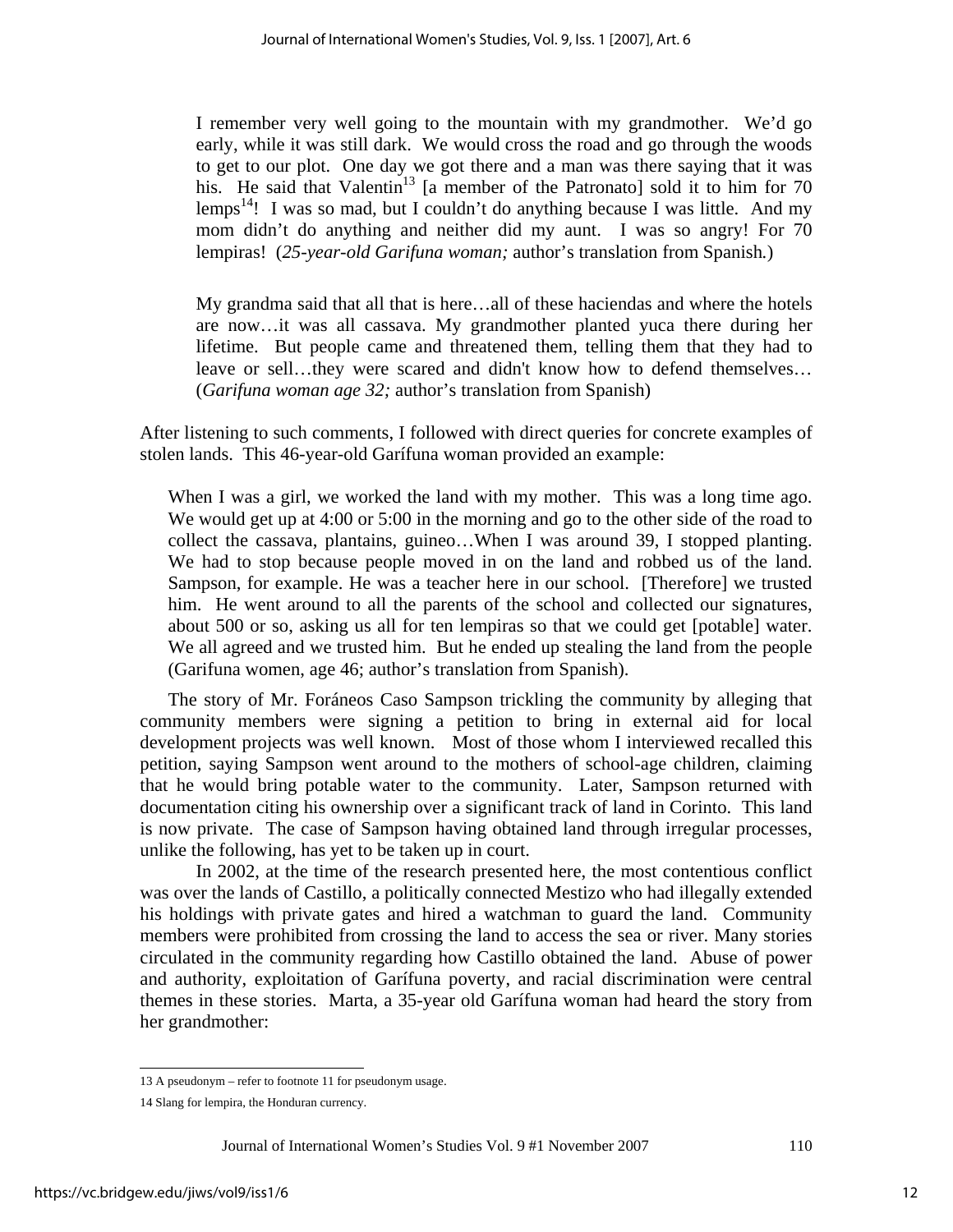> I remember very well going to the mountain with my grandmother. We'd go early, while it was still dark. We would cross the road and go through the woods to get to our plot. One day we got there and a man was there saying that it was his. He said that Valentin[13] [a member of the Patronato] sold it to him for 70 lemps[14]! I was so mad, but I couldn't do anything because I was little. And my mom didn't do anything and neither did my aunt. I was so angry! For 70 lempiras! (*25-year-old Garifuna woman;* author's translation from Spanish*.*)

> My grandma said that all that is here…all of these haciendas and where the hotels are now…it was all cassava. My grandmother planted yuca there during her lifetime. But people came and threatened them, telling them that they had to leave or sell…they were scared and didn't know how to defend themselves… (*Garifuna woman age 32;* author's translation from Spanish)

After listening to such comments, I followed with direct queries for concrete examples of stolen lands. This 46-year-old Garífuna woman provided an example:

> When I was a girl, we worked the land with my mother. This was a long time ago. We would get up at 4:00 or 5:00 in the morning and go to the other side of the road to collect the cassava, plantains, guineo…When I was around 39, I stopped planting. We had to stop because people moved in on the land and robbed us of the land. Sampson, for example. He was a teacher here in our school. [Therefore] we trusted him. He went around to all the parents of the school and collected our signatures, about 500 or so, asking us all for ten lempiras so that we could get [potable] water. We all agreed and we trusted him. But he ended up stealing the land from the people (Garifuna women, age 46; author's translation from Spanish).

The story of Mr. Foráneos Caso Sampson trickling the community by alleging that community members were signing a petition to bring in external aid for local development projects was well known. Most of those whom I interviewed recalled this petition, saying Sampson went around to the mothers of school-age children, claiming that he would bring potable water to the community. Later, Sampson returned with documentation citing his ownership over a significant track of land in Corinto. This land is now private. The case of Sampson having obtained land through irregular processes, unlike the following, has yet to be taken up in court.

In 2002, at the time of the research presented here, the most contentious conflict was over the lands of Castillo, a politically connected Mestizo who had illegally extended his holdings with private gates and hired a watchman to guard the land. Community members were prohibited from crossing the land to access the sea or river. Many stories circulated in the community regarding how Castillo obtained the land. Abuse of power and authority, exploitation of Garífuna poverty, and racial discrimination were central themes in these stories. Marta, a 35-year old Garífuna woman had heard the story from her grandmother:

---

13 A pseudonym – refer to footnote 11 for pseudonym usage.

14 Slang for lempira, the Honduran currency.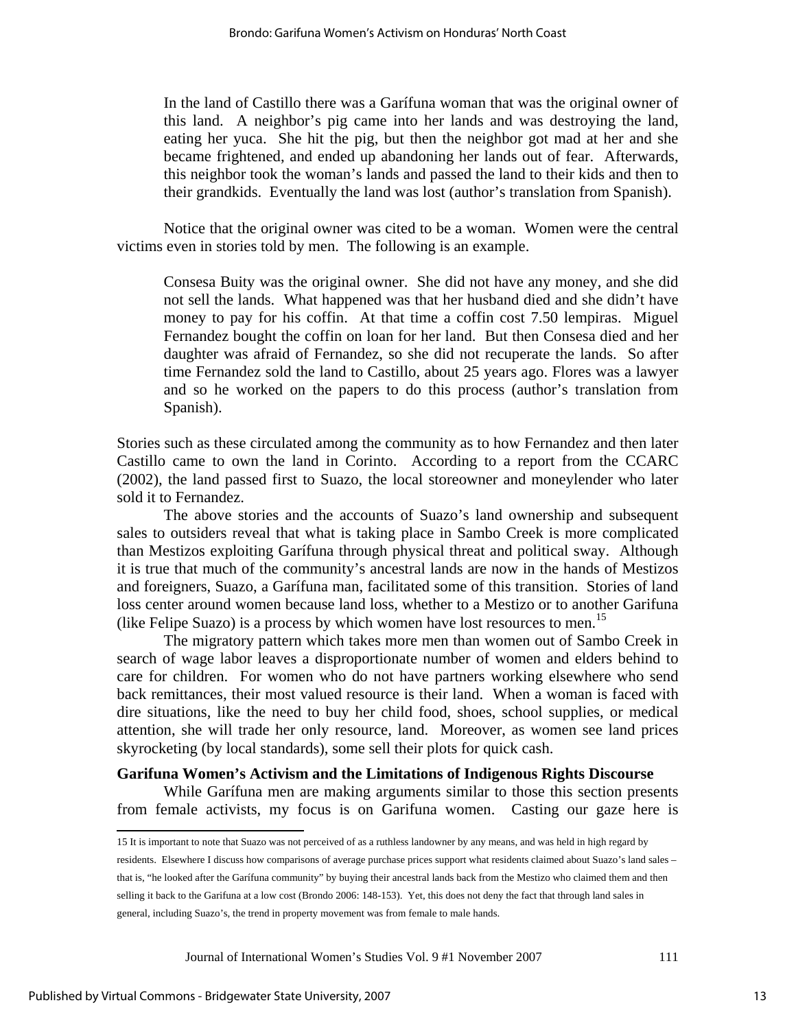> In the land of Castillo there was a Garífuna woman that was the original owner of this land. A neighbor's pig came into her lands and was destroying the land, eating her yuca. She hit the pig, but then the neighbor got mad at her and she became frightened, and ended up abandoning her lands out of fear. Afterwards, this neighbor took the woman's lands and passed the land to their kids and then to their grandkids. Eventually the land was lost (author's translation from Spanish).

Notice that the original owner was cited to be a woman. Women were the central victims even in stories told by men. The following is an example.

> Consesa Buity was the original owner. She did not have any money, and she did not sell the lands. What happened was that her husband died and she didn't have money to pay for his coffin. At that time a coffin cost 7.50 lempiras. Miguel Fernandez bought the coffin on loan for her land. But then Consesa died and her daughter was afraid of Fernandez, so she did not recuperate the lands. So after time Fernandez sold the land to Castillo, about 25 years ago. Flores was a lawyer and so he worked on the papers to do this process (author's translation from Spanish).

Stories such as these circulated among the community as to how Fernandez and then later Castillo came to own the land in Corinto. According to a report from the CCARC (2002), the land passed first to Suazo, the local storeowner and moneylender who later sold it to Fernandez.

The above stories and the accounts of Suazo's land ownership and subsequent sales to outsiders reveal that what is taking place in Sambo Creek is more complicated than Mestizos exploiting Garífuna through physical threat and political sway. Although it is true that much of the community's ancestral lands are now in the hands of Mestizos and foreigners, Suazo, a Garífuna man, facilitated some of this transition. Stories of land loss center around women because land loss, whether to a Mestizo or to another Garifuna (like Felipe Suazo) is a process by which women have lost resources to men.[15]

The migratory pattern which takes more men than women out of Sambo Creek in search of wage labor leaves a disproportionate number of women and elders behind to care for children. For women who do not have partners working elsewhere who send back remittances, their most valued resource is their land. When a woman is faced with dire situations, like the need to buy her child food, shoes, school supplies, or medical attention, she will trade her only resource, land. Moreover, as women see land prices skyrocketing (by local standards), some sell their plots for quick cash.

**Garifuna Women's Activism and the Limitations of Indigenous Rights Discourse**

While Garífuna men are making arguments similar to those this section presents from female activists, my focus is on Garifuna women. Casting our gaze here is

---

15 It is important to note that Suazo was not perceived of as a ruthless landowner by any means, and was held in high regard by residents. Elsewhere I discuss how comparisons of average purchase prices support what residents claimed about Suazo's land sales – that is, "he looked after the Garífuna community" by buying their ancestral lands back from the Mestizo who claimed them and then selling it back to the Garifuna at a low cost (Brondo 2006: 148-153). Yet, this does not deny the fact that through land sales in general, including Suazo's, the trend in property movement was from female to male hands.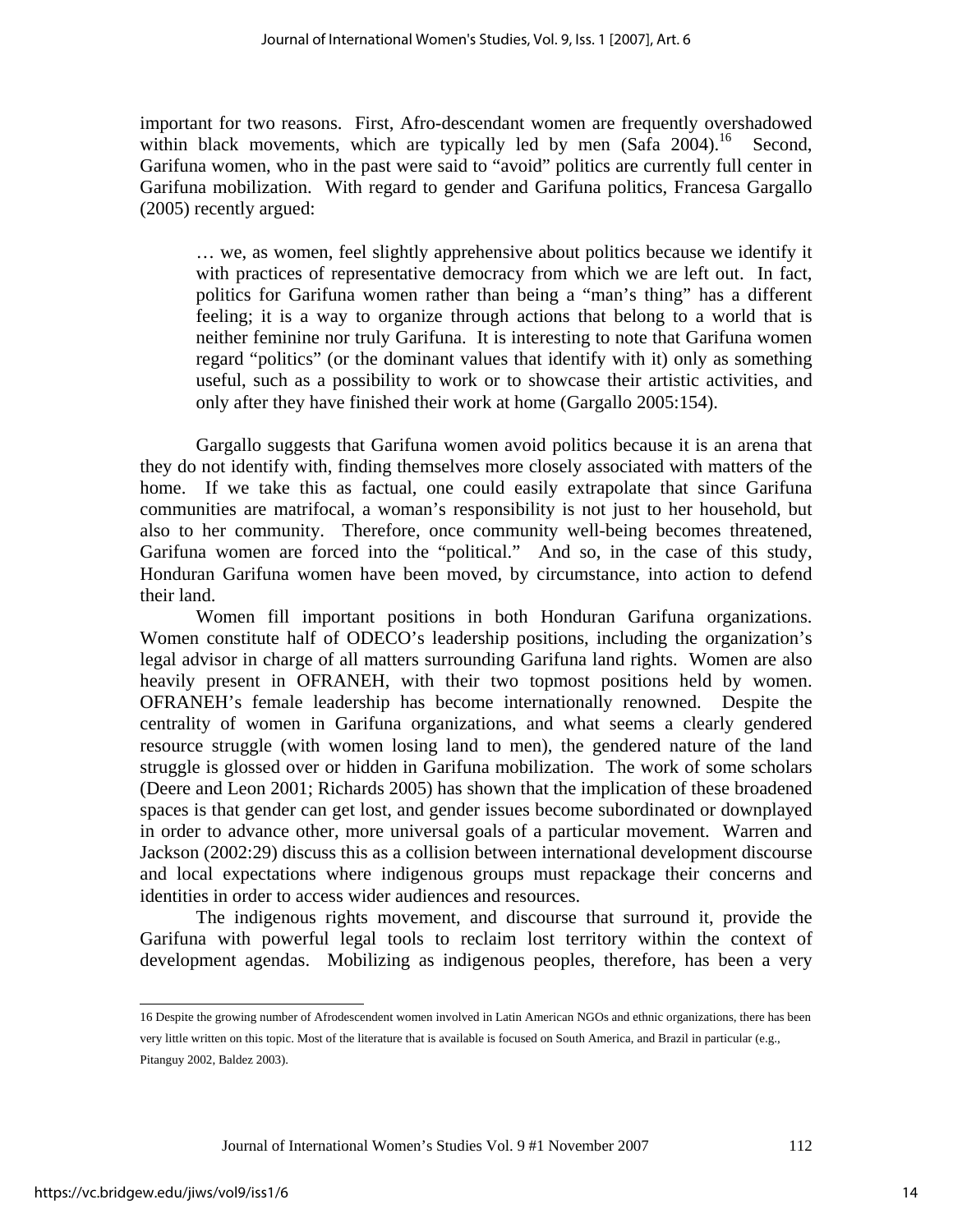important for two reasons. First, Afro-descendant women are frequently overshadowed within black movements, which are typically led by men (Safa 2004).[16] Second, Garifuna women, who in the past were said to "avoid" politics are currently full center in Garifuna mobilization. With regard to gender and Garifuna politics, Francesa Gargallo (2005) recently argued:

> … we, as women, feel slightly apprehensive about politics because we identify it with practices of representative democracy from which we are left out. In fact, politics for Garifuna women rather than being a "man's thing" has a different feeling; it is a way to organize through actions that belong to a world that is neither feminine nor truly Garifuna. It is interesting to note that Garifuna women regard "politics" (or the dominant values that identify with it) only as something useful, such as a possibility to work or to showcase their artistic activities, and only after they have finished their work at home (Gargallo 2005:154).

Gargallo suggests that Garifuna women avoid politics because it is an arena that they do not identify with, finding themselves more closely associated with matters of the home. If we take this as factual, one could easily extrapolate that since Garifuna communities are matrifocal, a woman's responsibility is not just to her household, but also to her community. Therefore, once community well-being becomes threatened, Garifuna women are forced into the "political." And so, in the case of this study, Honduran Garifuna women have been moved, by circumstance, into action to defend their land.

Women fill important positions in both Honduran Garifuna organizations. Women constitute half of ODECO's leadership positions, including the organization's legal advisor in charge of all matters surrounding Garifuna land rights. Women are also heavily present in OFRANEH, with their two topmost positions held by women. OFRANEH's female leadership has become internationally renowned. Despite the centrality of women in Garifuna organizations, and what seems a clearly gendered resource struggle (with women losing land to men), the gendered nature of the land struggle is glossed over or hidden in Garifuna mobilization. The work of some scholars (Deere and Leon 2001; Richards 2005) has shown that the implication of these broadened spaces is that gender can get lost, and gender issues become subordinated or downplayed in order to advance other, more universal goals of a particular movement. Warren and Jackson (2002:29) discuss this as a collision between international development discourse and local expectations where indigenous groups must repackage their concerns and identities in order to access wider audiences and resources.

The indigenous rights movement, and discourse that surround it, provide the Garifuna with powerful legal tools to reclaim lost territory within the context of development agendas. Mobilizing as indigenous peoples, therefore, has been a very

---

16 Despite the growing number of Afrodescendent women involved in Latin American NGOs and ethnic organizations, there has been very little written on this topic. Most of the literature that is available is focused on South America, and Brazil in particular (e.g., Pitanguy 2002, Baldez 2003).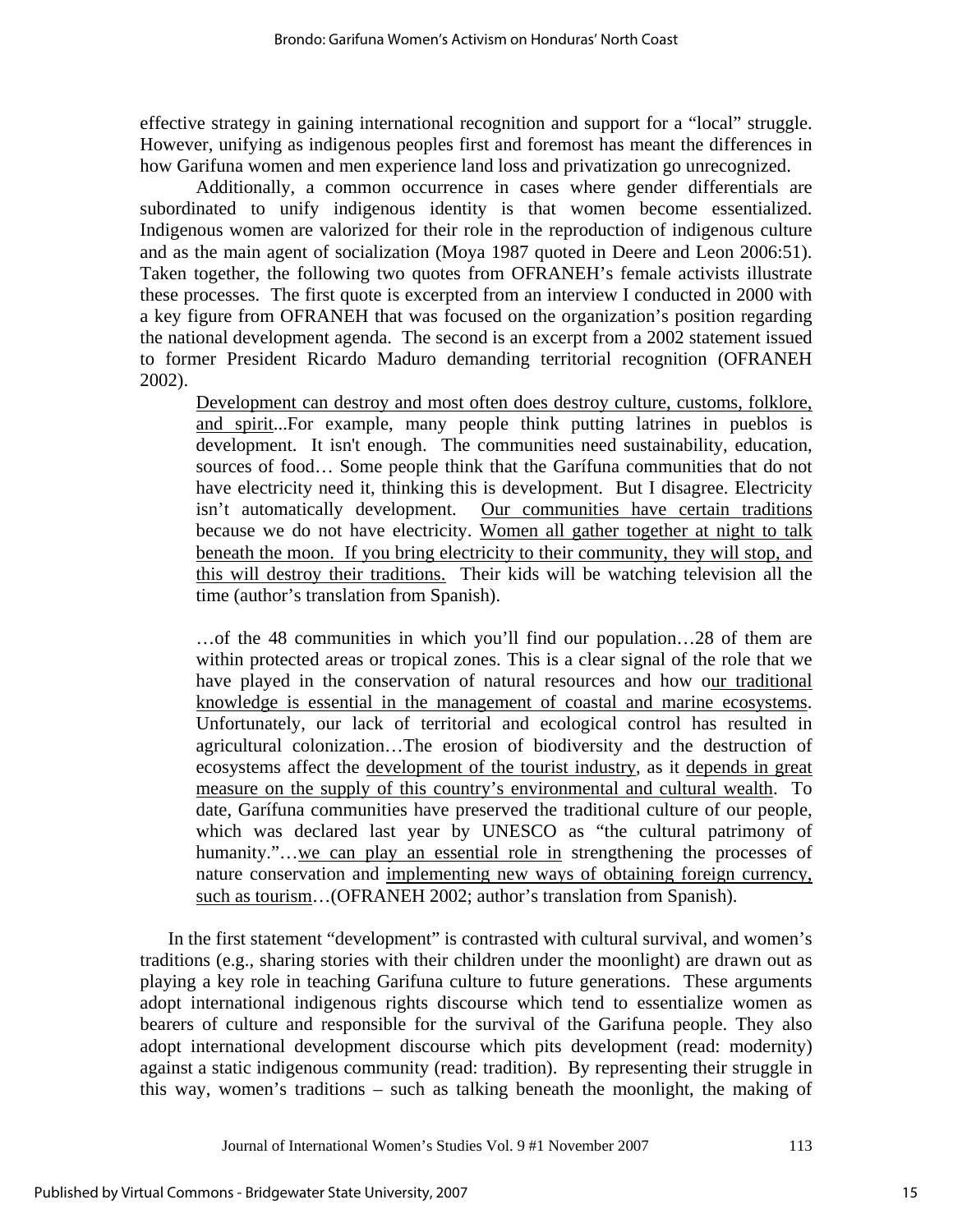effective strategy in gaining international recognition and support for a "local" struggle. However, unifying as indigenous peoples first and foremost has meant the differences in how Garifuna women and men experience land loss and privatization go unrecognized.

Additionally, a common occurrence in cases where gender differentials are subordinated to unify indigenous identity is that women become essentialized. Indigenous women are valorized for their role in the reproduction of indigenous culture and as the main agent of socialization (Moya 1987 quoted in Deere and Leon 2006:51). Taken together, the following two quotes from OFRANEH's female activists illustrate these processes. The first quote is excerpted from an interview I conducted in 2000 with a key figure from OFRANEH that was focused on the organization's position regarding the national development agenda. The second is an excerpt from a 2002 statement issued to former President Ricardo Maduro demanding territorial recognition (OFRANEH 2002).

> <u>Development can destroy and most often does destroy culture, customs, folklore, and spirit</u>...For example, many people think putting latrines in pueblos is development. It isn't enough. The communities need sustainability, education, sources of food… Some people think that the Garífuna communities that do not have electricity need it, thinking this is development. But I disagree. Electricity isn't automatically development. <u>Our communities have certain traditions</u> because we do not have electricity. <u>Women all gather together at night to talk beneath the moon. If you bring electricity to their community, they will stop, and this will destroy their traditions.</u> Their kids will be watching television all the time (author's translation from Spanish).
>
> …of the 48 communities in which you'll find our population…28 of them are within protected areas or tropical zones. This is a clear signal of the role that we have played in the conservation of natural resources and how o<u>ur traditional knowledge is essential in the management of coastal and marine ecosystems</u>. Unfortunately, our lack of territorial and ecological control has resulted in agricultural colonization…The erosion of biodiversity and the destruction of ecosystems affect the <u>development of the tourist industry</u>, as it <u>depends in great measure on the supply of this country's environmental and cultural wealth</u>. To date, Garífuna communities have preserved the traditional culture of our people, which was declared last year by UNESCO as "the cultural patrimony of humanity."…<u>we can play an essential role in</u> strengthening the processes of nature conservation and <u>implementing new ways of obtaining foreign currency, such as tourism</u>…(OFRANEH 2002; author's translation from Spanish).

In the first statement "development" is contrasted with cultural survival, and women's traditions (e.g., sharing stories with their children under the moonlight) are drawn out as playing a key role in teaching Garifuna culture to future generations. These arguments adopt international indigenous rights discourse which tend to essentialize women as bearers of culture and responsible for the survival of the Garifuna people. They also adopt international development discourse which pits development (read: modernity) against a static indigenous community (read: tradition). By representing their struggle in this way, women's traditions – such as talking beneath the moonlight, the making of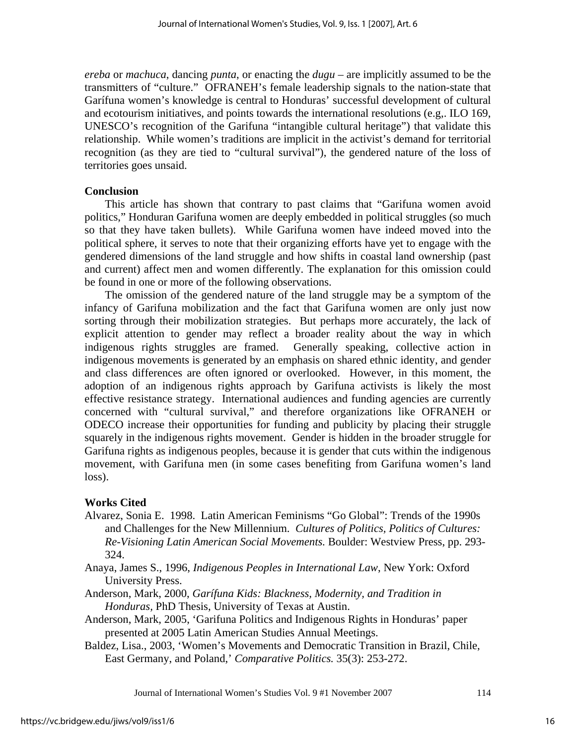*ereba* or *machuca*, dancing *punta*, or enacting the *dugu* – are implicitly assumed to be the transmitters of "culture." OFRANEH's female leadership signals to the nation-state that Garífuna women's knowledge is central to Honduras' successful development of cultural and ecotourism initiatives, and points towards the international resolutions (e.g,. ILO 169, UNESCO's recognition of the Garifuna "intangible cultural heritage") that validate this relationship. While women's traditions are implicit in the activist's demand for territorial recognition (as they are tied to "cultural survival"), the gendered nature of the loss of territories goes unsaid.

**Conclusion**

This article has shown that contrary to past claims that "Garifuna women avoid politics," Honduran Garifuna women are deeply embedded in political struggles (so much so that they have taken bullets). While Garifuna women have indeed moved into the political sphere, it serves to note that their organizing efforts have yet to engage with the gendered dimensions of the land struggle and how shifts in coastal land ownership (past and current) affect men and women differently. The explanation for this omission could be found in one or more of the following observations.

The omission of the gendered nature of the land struggle may be a symptom of the infancy of Garifuna mobilization and the fact that Garifuna women are only just now sorting through their mobilization strategies. But perhaps more accurately, the lack of explicit attention to gender may reflect a broader reality about the way in which indigenous rights struggles are framed. Generally speaking, collective action in indigenous movements is generated by an emphasis on shared ethnic identity, and gender and class differences are often ignored or overlooked. However, in this moment, the adoption of an indigenous rights approach by Garifuna activists is likely the most effective resistance strategy. International audiences and funding agencies are currently concerned with "cultural survival," and therefore organizations like OFRANEH or ODECO increase their opportunities for funding and publicity by placing their struggle squarely in the indigenous rights movement. Gender is hidden in the broader struggle for Garifuna rights as indigenous peoples, because it is gender that cuts within the indigenous movement, with Garifuna men (in some cases benefiting from Garifuna women's land loss).

**Works Cited**

Alvarez, Sonia E. 1998. Latin American Feminisms "Go Global": Trends of the 1990s and Challenges for the New Millennium. *Cultures of Politics, Politics of Cultures: Re-Visioning Latin American Social Movements.* Boulder: Westview Press, pp. 293-324.

Anaya, James S., 1996, *Indigenous Peoples in International Law*, New York: Oxford University Press.

Anderson, Mark, 2000, *Garífuna Kids: Blackness, Modernity, and Tradition in Honduras*, PhD Thesis, University of Texas at Austin.

Anderson, Mark, 2005, 'Garifuna Politics and Indigenous Rights in Honduras' paper presented at 2005 Latin American Studies Annual Meetings.

Baldez, Lisa., 2003, 'Women's Movements and Democratic Transition in Brazil, Chile, East Germany, and Poland,' *Comparative Politics.* 35(3): 253-272.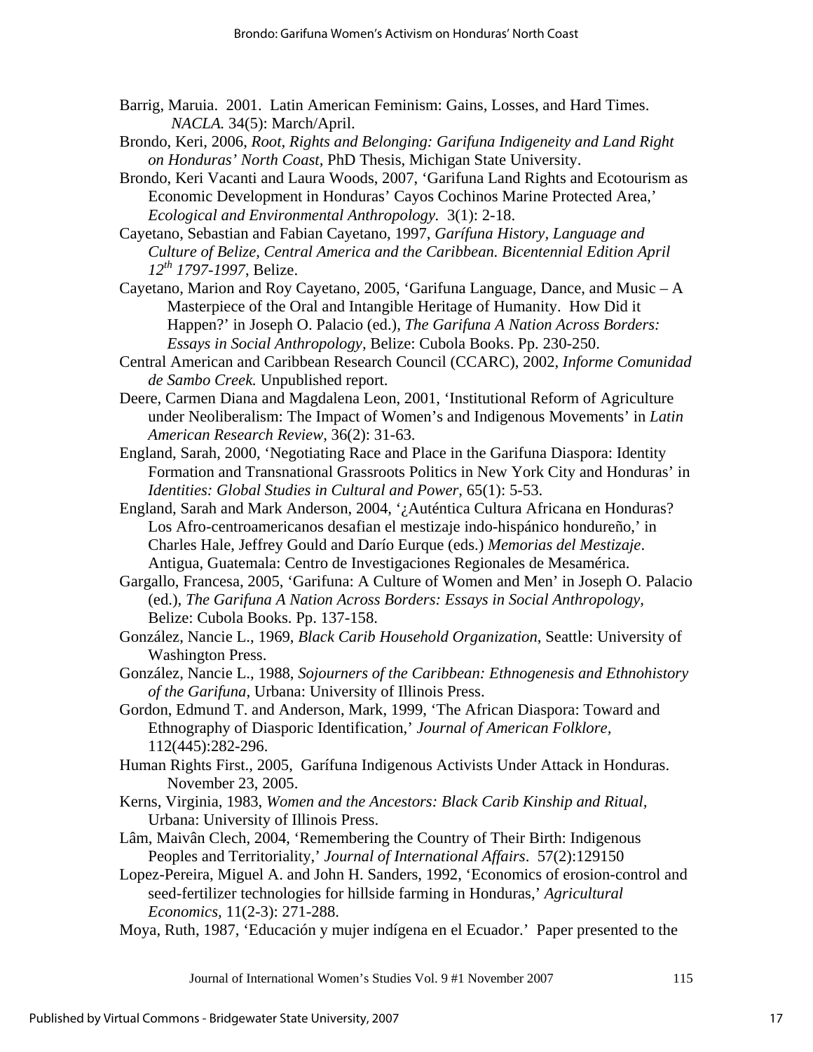Barrig, Maruia. 2001. Latin American Feminism: Gains, Losses, and Hard Times. *NACLA.* 34(5): March/April.

Brondo, Keri, 2006, *Root, Rights and Belonging: Garifuna Indigeneity and Land Right on Honduras' North Coast*, PhD Thesis, Michigan State University.

Brondo, Keri Vacanti and Laura Woods, 2007, 'Garifuna Land Rights and Ecotourism as Economic Development in Honduras' Cayos Cochinos Marine Protected Area,' *Ecological and Environmental Anthropology.* 3(1): 2-18.

Cayetano, Sebastian and Fabian Cayetano, 1997, *Garífuna History, Language and Culture of Belize, Central America and the Caribbean. Bicentennial Edition April 12th 1797-1997*, Belize.

Cayetano, Marion and Roy Cayetano, 2005, 'Garifuna Language, Dance, and Music – A Masterpiece of the Oral and Intangible Heritage of Humanity. How Did it Happen?' in Joseph O. Palacio (ed.), *The Garifuna A Nation Across Borders: Essays in Social Anthropology*, Belize: Cubola Books. Pp. 230-250.

Central American and Caribbean Research Council (CCARC), 2002, *Informe Comunidad de Sambo Creek.* Unpublished report.

Deere, Carmen Diana and Magdalena Leon, 2001, 'Institutional Reform of Agriculture under Neoliberalism: The Impact of Women's and Indigenous Movements' in *Latin American Research Review*, 36(2): 31-63.

England, Sarah, 2000, 'Negotiating Race and Place in the Garifuna Diaspora: Identity Formation and Transnational Grassroots Politics in New York City and Honduras' in *Identities: Global Studies in Cultural and Power*, 65(1): 5-53.

England, Sarah and Mark Anderson, 2004, '¿Auténtica Cultura Africana en Honduras? Los Afro-centroamericanos desafian el mestizaje indo-hispánico hondureño,' in Charles Hale, Jeffrey Gould and Darío Eurque (eds.) *Memorias del Mestizaje*. Antigua, Guatemala: Centro de Investigaciones Regionales de Mesamérica.

Gargallo, Francesa, 2005, 'Garifuna: A Culture of Women and Men' in Joseph O. Palacio (ed.), *The Garifuna A Nation Across Borders: Essays in Social Anthropology*, Belize: Cubola Books. Pp. 137-158.

González, Nancie L., 1969, *Black Carib Household Organization*, Seattle: University of Washington Press.

González, Nancie L., 1988, *Sojourners of the Caribbean: Ethnogenesis and Ethnohistory of the Garifuna*, Urbana: University of Illinois Press.

Gordon, Edmund T. and Anderson, Mark, 1999, 'The African Diaspora: Toward and Ethnography of Diasporic Identification,' *Journal of American Folklore*, 112(445):282-296.

Human Rights First., 2005, Garífuna Indigenous Activists Under Attack in Honduras. November 23, 2005.

Kerns, Virginia, 1983, *Women and the Ancestors: Black Carib Kinship and Ritual*, Urbana: University of Illinois Press.

Lâm, Maivân Clech, 2004, 'Remembering the Country of Their Birth: Indigenous Peoples and Territoriality,' *Journal of International Affairs*. 57(2):129150

Lopez-Pereira, Miguel A. and John H. Sanders, 1992, 'Economics of erosion-control and seed-fertilizer technologies for hillside farming in Honduras,' *Agricultural Economics*, 11(2-3): 271-288.

Moya, Ruth, 1987, 'Educación y mujer indígena en el Ecuador.' Paper presented to the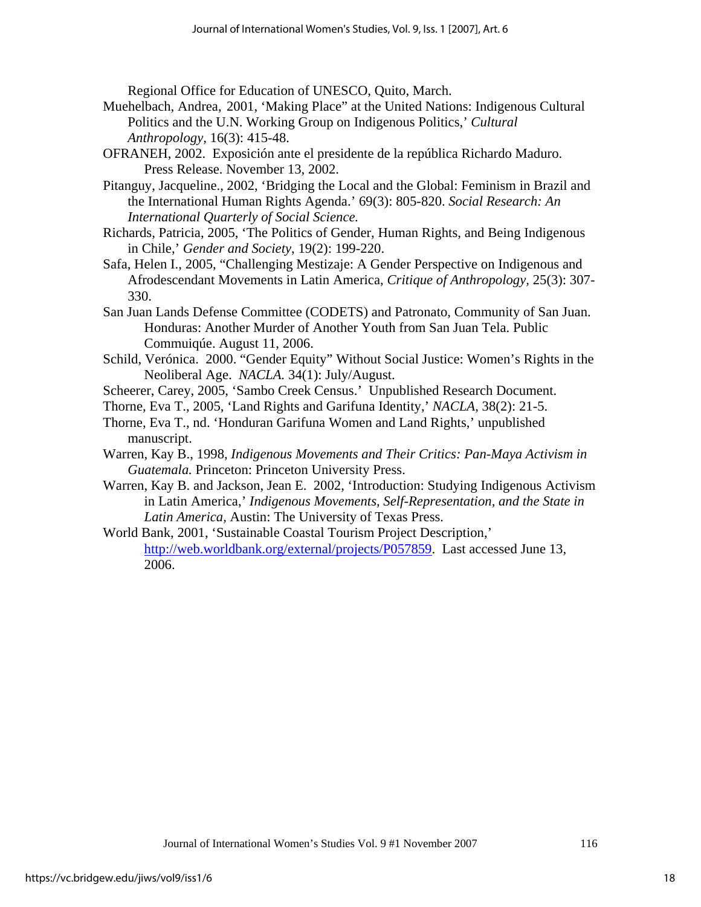Regional Office for Education of UNESCO, Quito, March.

Muehelbach, Andrea, 2001, 'Making Place" at the United Nations: Indigenous Cultural Politics and the U.N. Working Group on Indigenous Politics,' *Cultural Anthropology*, 16(3): 415-48.

OFRANEH, 2002. Exposición ante el presidente de la república Richardo Maduro. Press Release. November 13, 2002.

Pitanguy, Jacqueline., 2002, 'Bridging the Local and the Global: Feminism in Brazil and the International Human Rights Agenda.' 69(3): 805-820. *Social Research: An International Quarterly of Social Science.*

Richards, Patricia, 2005, 'The Politics of Gender, Human Rights, and Being Indigenous in Chile,' *Gender and Society*, 19(2): 199-220.

Safa, Helen I., 2005, "Challenging Mestizaje: A Gender Perspective on Indigenous and Afrodescendant Movements in Latin America, *Critique of Anthropology*, 25(3): 307-330.

San Juan Lands Defense Committee (CODETS) and Patronato, Community of San Juan. Honduras: Another Murder of Another Youth from San Juan Tela. Public Commuiqúe. August 11, 2006.

Schild, Verónica. 2000. "Gender Equity" Without Social Justice: Women's Rights in the Neoliberal Age. *NACLA.* 34(1): July/August.

Scheerer, Carey, 2005, 'Sambo Creek Census.' Unpublished Research Document.

Thorne, Eva T., 2005, 'Land Rights and Garifuna Identity,' *NACLA*, 38(2): 21-5.

Thorne, Eva T., nd. 'Honduran Garifuna Women and Land Rights,' unpublished manuscript.

Warren, Kay B., 1998, *Indigenous Movements and Their Critics: Pan-Maya Activism in Guatemala.* Princeton: Princeton University Press.

Warren, Kay B. and Jackson, Jean E. 2002, 'Introduction: Studying Indigenous Activism in Latin America,' *Indigenous Movements, Self-Representation, and the State in Latin America,* Austin: The University of Texas Press.

World Bank, 2001, 'Sustainable Coastal Tourism Project Description,' http://web.worldbank.org/external/projects/P057859. Last accessed June 13, 2006.